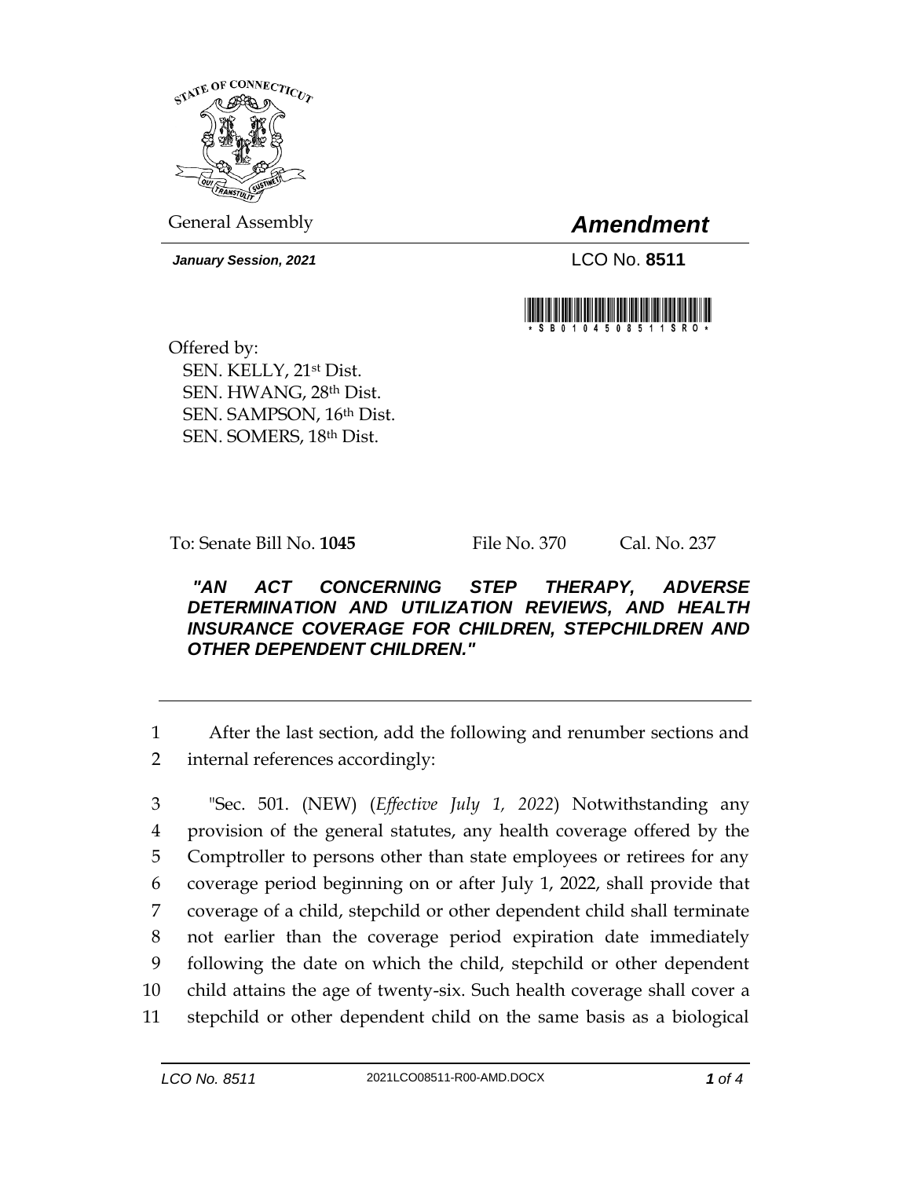STATE OF CONNECTICUT

General Assembly

# *Amendment*

***January Session, 2021***

LCO No. **8511**

\* S B 0 1 0 4 5 0 8 5 1 1 S R O \*

Offered by:
SEN. KELLY, 21st Dist.
SEN. HWANG, 28th Dist.
SEN. SAMPSON, 16th Dist.
SEN. SOMERS, 18th Dist.

To: Senate Bill No. **1045** File No. 370 Cal. No. 237

***"AN ACT CONCERNING STEP THERAPY, ADVERSE DETERMINATION AND UTILIZATION REVIEWS, AND HEALTH INSURANCE COVERAGE FOR CHILDREN, STEPCHILDREN AND OTHER DEPENDENT CHILDREN."***

---

1 After the last section, add the following and renumber sections and
2 internal references accordingly:

3 "Sec. 501. (NEW) (*Effective July 1, 2022*) Notwithstanding any
4 provision of the general statutes, any health coverage offered by the
5 Comptroller to persons other than state employees or retirees for any
6 coverage period beginning on or after July 1, 2022, shall provide that
7 coverage of a child, stepchild or other dependent child shall terminate
8 not earlier than the coverage period expiration date immediately
9 following the date on which the child, stepchild or other dependent
10 child attains the age of twenty-six. Such health coverage shall cover a
11 stepchild or other dependent child on the same basis as a biological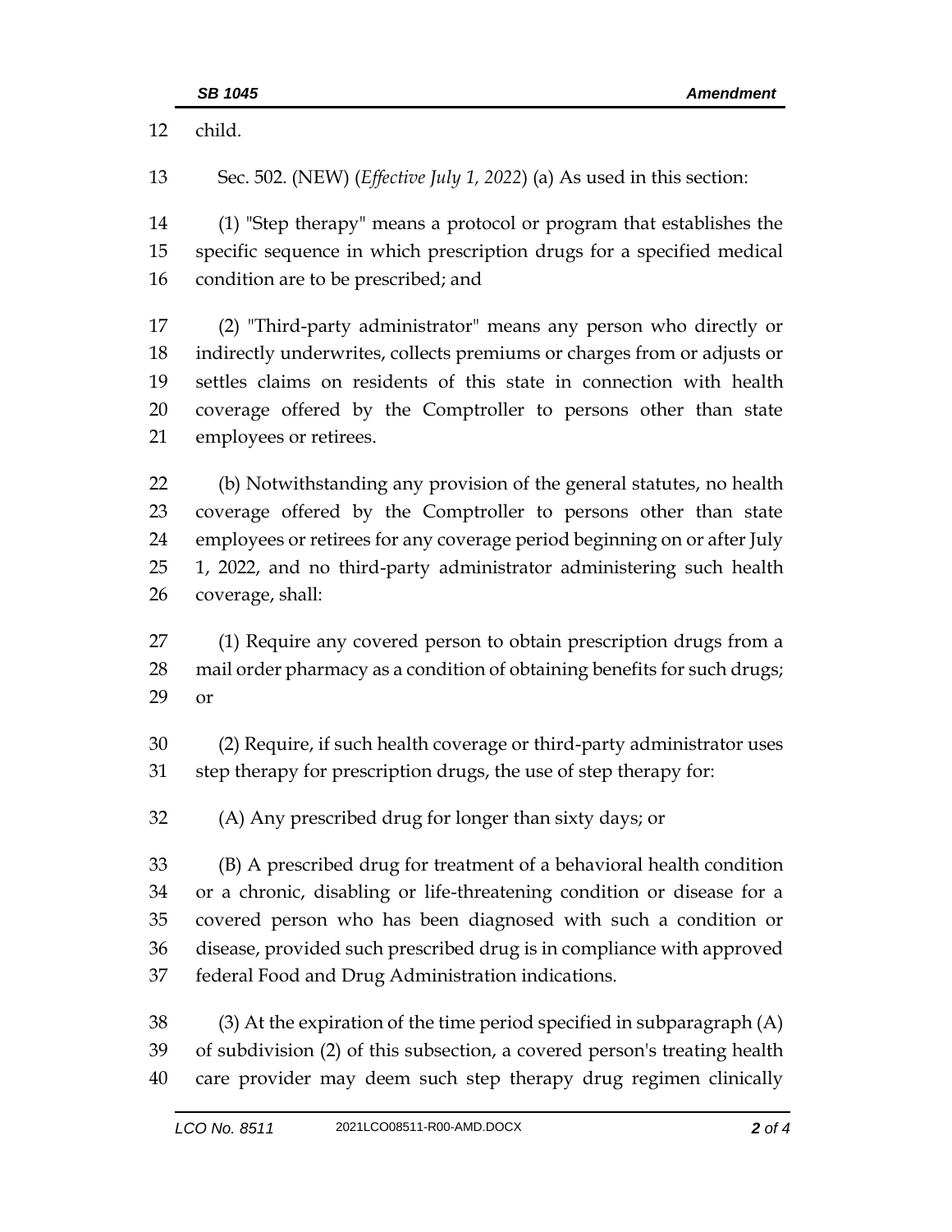child.

Sec. 502. (NEW) (*Effective July 1, 2022*) (a) As used in this section:

(1) "Step therapy" means a protocol or program that establishes the specific sequence in which prescription drugs for a specified medical condition are to be prescribed; and

(2) "Third-party administrator" means any person who directly or indirectly underwrites, collects premiums or charges from or adjusts or settles claims on residents of this state in connection with health coverage offered by the Comptroller to persons other than state employees or retirees.

(b) Notwithstanding any provision of the general statutes, no health coverage offered by the Comptroller to persons other than state employees or retirees for any coverage period beginning on or after July 1, 2022, and no third-party administrator administering such health coverage, shall:

(1) Require any covered person to obtain prescription drugs from a mail order pharmacy as a condition of obtaining benefits for such drugs; or

(2) Require, if such health coverage or third-party administrator uses step therapy for prescription drugs, the use of step therapy for:

(A) Any prescribed drug for longer than sixty days; or

(B) A prescribed drug for treatment of a behavioral health condition or a chronic, disabling or life-threatening condition or disease for a covered person who has been diagnosed with such a condition or disease, provided such prescribed drug is in compliance with approved federal Food and Drug Administration indications.

(3) At the expiration of the time period specified in subparagraph (A) of subdivision (2) of this subsection, a covered person's treating health care provider may deem such step therapy drug regimen clinically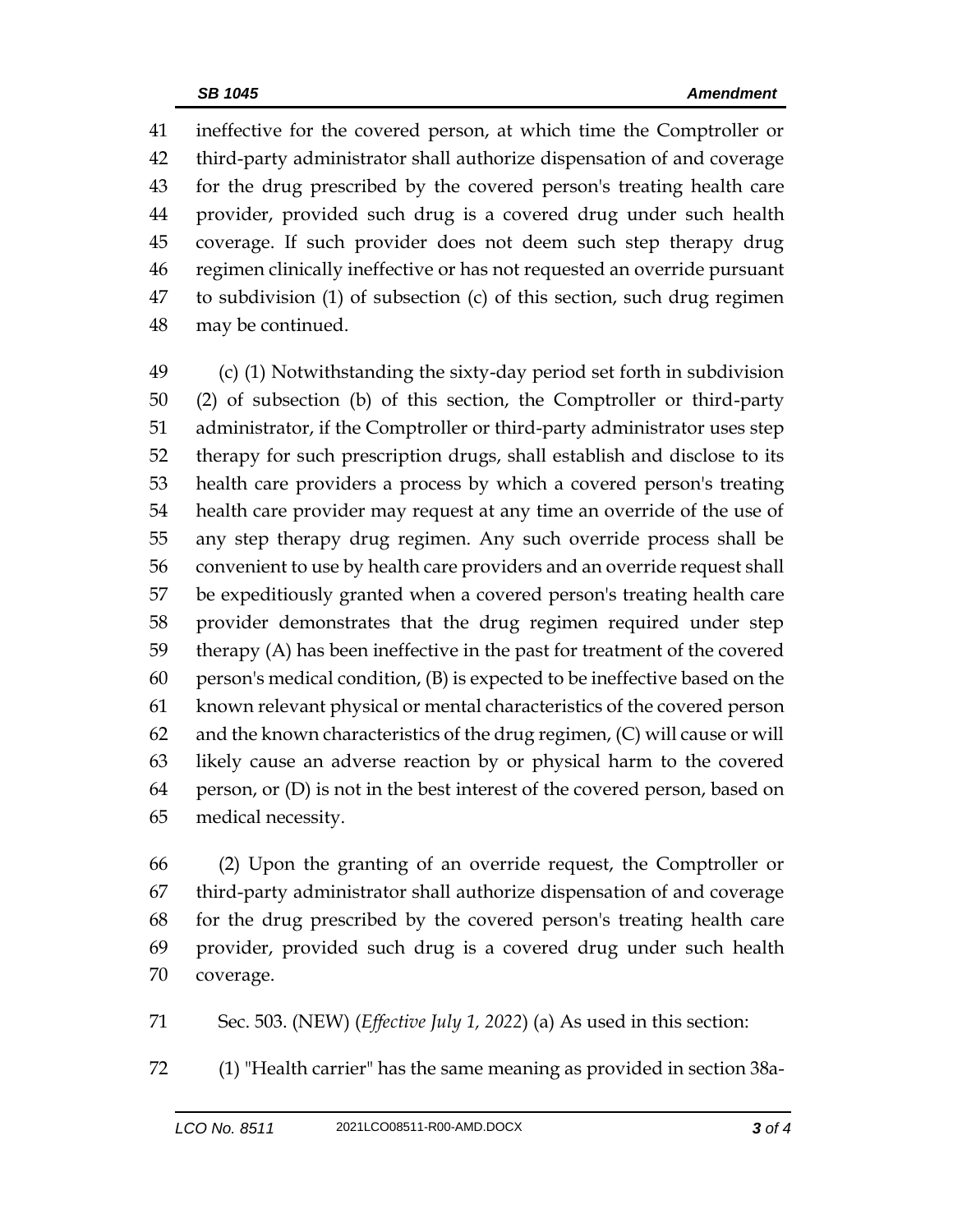ineffective for the covered person, at which time the Comptroller or third-party administrator shall authorize dispensation of and coverage for the drug prescribed by the covered person's treating health care provider, provided such drug is a covered drug under such health coverage. If such provider does not deem such step therapy drug regimen clinically ineffective or has not requested an override pursuant to subdivision (1) of subsection (c) of this section, such drug regimen may be continued.

(c) (1) Notwithstanding the sixty-day period set forth in subdivision (2) of subsection (b) of this section, the Comptroller or third-party administrator, if the Comptroller or third-party administrator uses step therapy for such prescription drugs, shall establish and disclose to its health care providers a process by which a covered person's treating health care provider may request at any time an override of the use of any step therapy drug regimen. Any such override process shall be convenient to use by health care providers and an override request shall be expeditiously granted when a covered person's treating health care provider demonstrates that the drug regimen required under step therapy (A) has been ineffective in the past for treatment of the covered person's medical condition, (B) is expected to be ineffective based on the known relevant physical or mental characteristics of the covered person and the known characteristics of the drug regimen, (C) will cause or will likely cause an adverse reaction by or physical harm to the covered person, or (D) is not in the best interest of the covered person, based on medical necessity.

(2) Upon the granting of an override request, the Comptroller or third-party administrator shall authorize dispensation of and coverage for the drug prescribed by the covered person's treating health care provider, provided such drug is a covered drug under such health coverage.

Sec. 503. (NEW) (*Effective July 1, 2022*) (a) As used in this section:

(1) "Health carrier" has the same meaning as provided in section 38a-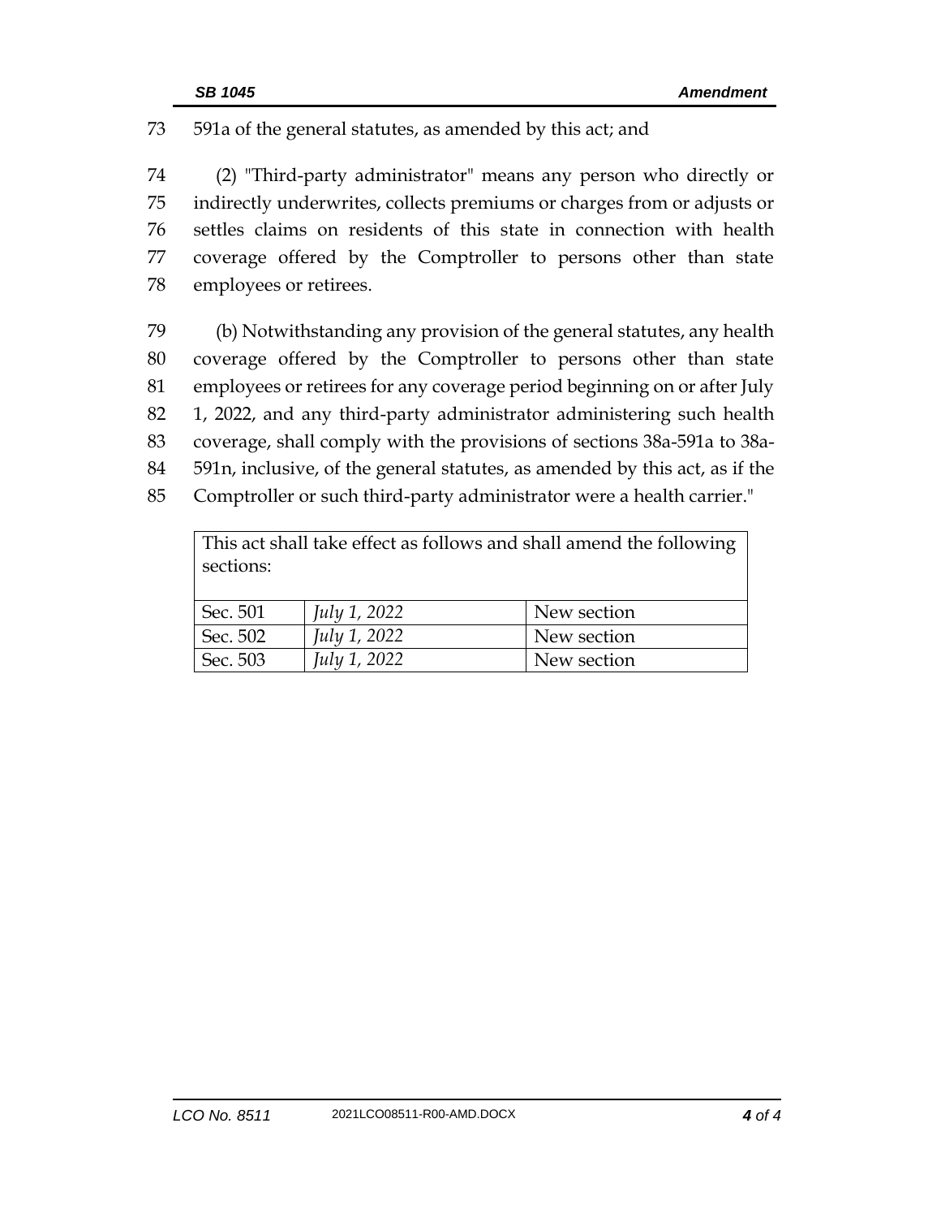591a of the general statutes, as amended by this act; and

(2) "Third-party administrator" means any person who directly or indirectly underwrites, collects premiums or charges from or adjusts or settles claims on residents of this state in connection with health coverage offered by the Comptroller to persons other than state employees or retirees.

(b) Notwithstanding any provision of the general statutes, any health coverage offered by the Comptroller to persons other than state employees or retirees for any coverage period beginning on or after July 1, 2022, and any third-party administrator administering such health coverage, shall comply with the provisions of sections 38a-591a to 38a-591n, inclusive, of the general statutes, as amended by this act, as if the Comptroller or such third-party administrator were a health carrier."

| This act shall take effect as follows and shall amend the following sections: | | |
|---|---|---|
| Sec. 501 | *July 1, 2022* | New section |
| Sec. 502 | *July 1, 2022* | New section |
| Sec. 503 | *July 1, 2022* | New section |